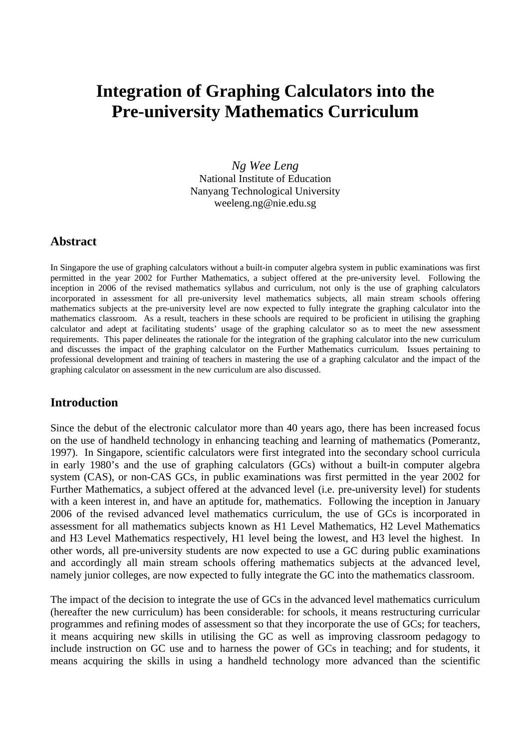# Integration of Graphing Calculators into the Pre-university Mathematics Curriculum

*Ng Wee Leng*
National Institute of Education
Nanyang Technological University
weeleng.ng@nie.edu.sg

## Abstract

In Singapore the use of graphing calculators without a built-in computer algebra system in public examinations was first permitted in the year 2002 for Further Mathematics, a subject offered at the pre-university level. Following the inception in 2006 of the revised mathematics syllabus and curriculum, not only is the use of graphing calculators incorporated in assessment for all pre-university level mathematics subjects, all main stream schools offering mathematics subjects at the pre-university level are now expected to fully integrate the graphing calculator into the mathematics classroom. As a result, teachers in these schools are required to be proficient in utilising the graphing calculator and adept at facilitating students' usage of the graphing calculator so as to meet the new assessment requirements. This paper delineates the rationale for the integration of the graphing calculator into the new curriculum and discusses the impact of the graphing calculator on the Further Mathematics curriculum. Issues pertaining to professional development and training of teachers in mastering the use of a graphing calculator and the impact of the graphing calculator on assessment in the new curriculum are also discussed.

## Introduction

Since the debut of the electronic calculator more than 40 years ago, there has been increased focus on the use of handheld technology in enhancing teaching and learning of mathematics (Pomerantz, 1997). In Singapore, scientific calculators were first integrated into the secondary school curricula in early 1980's and the use of graphing calculators (GCs) without a built-in computer algebra system (CAS), or non-CAS GCs, in public examinations was first permitted in the year 2002 for Further Mathematics, a subject offered at the advanced level (i.e. pre-university level) for students with a keen interest in, and have an aptitude for, mathematics. Following the inception in January 2006 of the revised advanced level mathematics curriculum, the use of GCs is incorporated in assessment for all mathematics subjects known as H1 Level Mathematics, H2 Level Mathematics and H3 Level Mathematics respectively, H1 level being the lowest, and H3 level the highest. In other words, all pre-university students are now expected to use a GC during public examinations and accordingly all main stream schools offering mathematics subjects at the advanced level, namely junior colleges, are now expected to fully integrate the GC into the mathematics classroom.

The impact of the decision to integrate the use of GCs in the advanced level mathematics curriculum (hereafter the new curriculum) has been considerable: for schools, it means restructuring curricular programmes and refining modes of assessment so that they incorporate the use of GCs; for teachers, it means acquiring new skills in utilising the GC as well as improving classroom pedagogy to include instruction on GC use and to harness the power of GCs in teaching; and for students, it means acquiring the skills in using a handheld technology more advanced than the scientific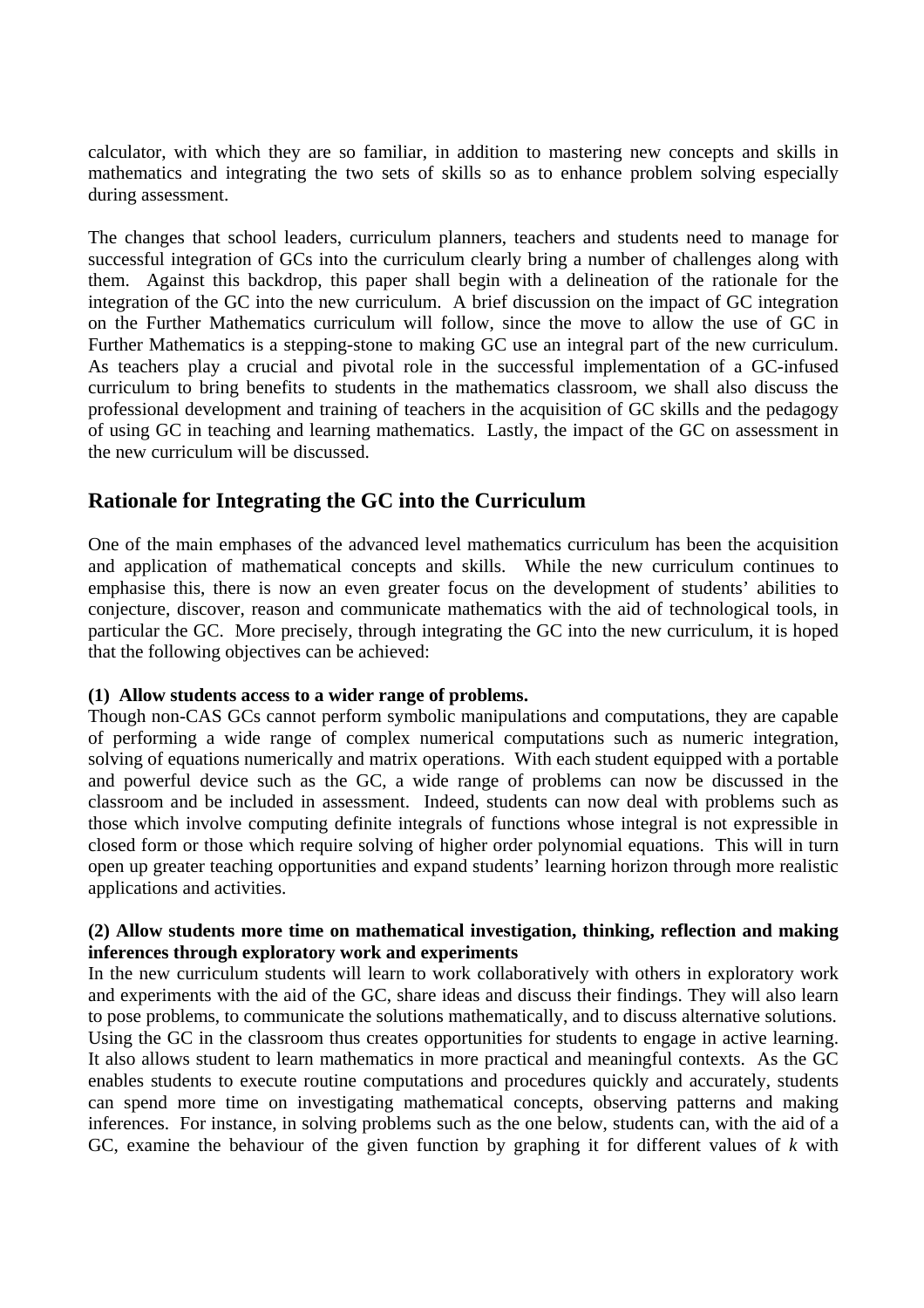calculator, with which they are so familiar, in addition to mastering new concepts and skills in mathematics and integrating the two sets of skills so as to enhance problem solving especially during assessment.

The changes that school leaders, curriculum planners, teachers and students need to manage for successful integration of GCs into the curriculum clearly bring a number of challenges along with them. Against this backdrop, this paper shall begin with a delineation of the rationale for the integration of the GC into the new curriculum. A brief discussion on the impact of GC integration on the Further Mathematics curriculum will follow, since the move to allow the use of GC in Further Mathematics is a stepping-stone to making GC use an integral part of the new curriculum. As teachers play a crucial and pivotal role in the successful implementation of a GC-infused curriculum to bring benefits to students in the mathematics classroom, we shall also discuss the professional development and training of teachers in the acquisition of GC skills and the pedagogy of using GC in teaching and learning mathematics. Lastly, the impact of the GC on assessment in the new curriculum will be discussed.

## Rationale for Integrating the GC into the Curriculum

One of the main emphases of the advanced level mathematics curriculum has been the acquisition and application of mathematical concepts and skills. While the new curriculum continues to emphasise this, there is now an even greater focus on the development of students' abilities to conjecture, discover, reason and communicate mathematics with the aid of technological tools, in particular the GC. More precisely, through integrating the GC into the new curriculum, it is hoped that the following objectives can be achieved:

**(1) Allow students access to a wider range of problems.**

Though non-CAS GCs cannot perform symbolic manipulations and computations, they are capable of performing a wide range of complex numerical computations such as numeric integration, solving of equations numerically and matrix operations. With each student equipped with a portable and powerful device such as the GC, a wide range of problems can now be discussed in the classroom and be included in assessment. Indeed, students can now deal with problems such as those which involve computing definite integrals of functions whose integral is not expressible in closed form or those which require solving of higher order polynomial equations. This will in turn open up greater teaching opportunities and expand students' learning horizon through more realistic applications and activities.

**(2) Allow students more time on mathematical investigation, thinking, reflection and making inferences through exploratory work and experiments**

In the new curriculum students will learn to work collaboratively with others in exploratory work and experiments with the aid of the GC, share ideas and discuss their findings. They will also learn to pose problems, to communicate the solutions mathematically, and to discuss alternative solutions. Using the GC in the classroom thus creates opportunities for students to engage in active learning. It also allows student to learn mathematics in more practical and meaningful contexts. As the GC enables students to execute routine computations and procedures quickly and accurately, students can spend more time on investigating mathematical concepts, observing patterns and making inferences. For instance, in solving problems such as the one below, students can, with the aid of a GC, examine the behaviour of the given function by graphing it for different values of $k$ with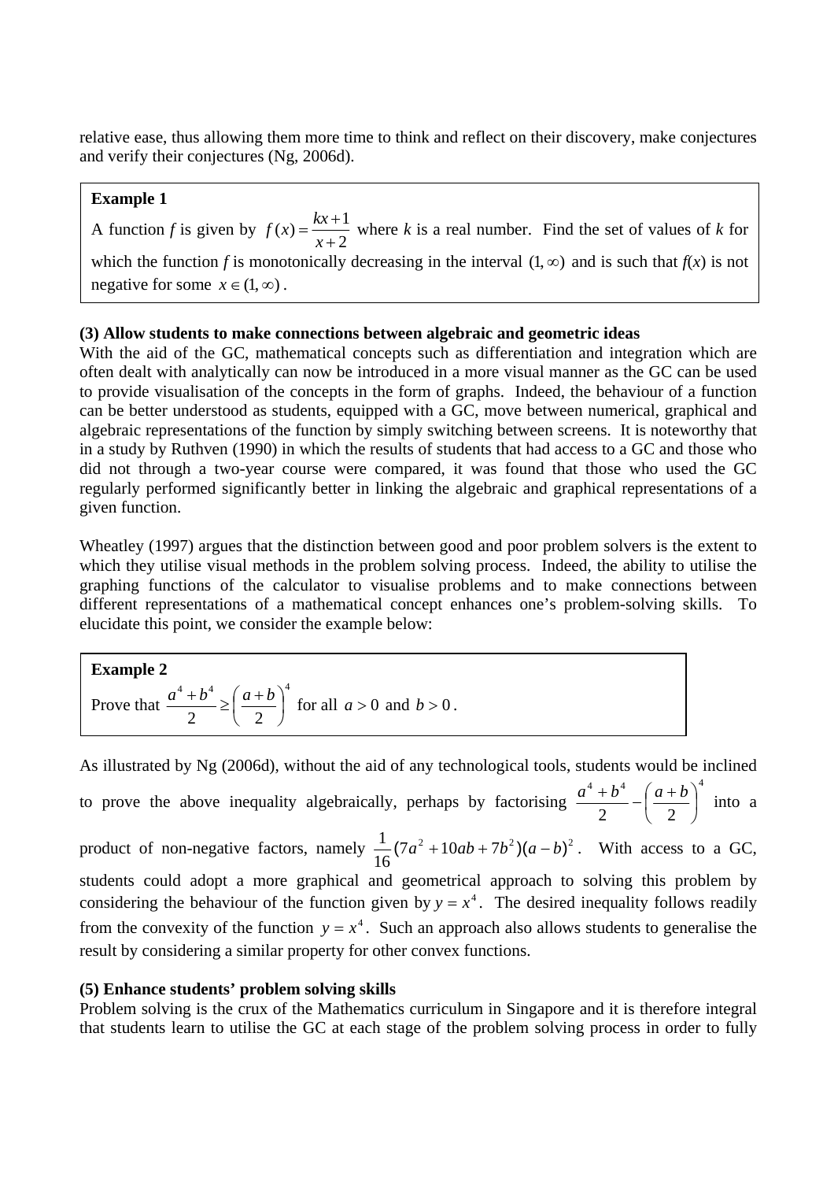relative ease, thus allowing them more time to think and reflect on their discovery, make conjectures and verify their conjectures (Ng, 2006d).

> **Example 1**
>
> A function $f$ is given by $f(x) = \dfrac{kx+1}{x+2}$ where $k$ is a real number. Find the set of values of $k$ for which the function $f$ is monotonically decreasing in the interval $(1, \infty)$ and is such that $f(x)$ is not negative for some $x \in (1, \infty)$.

**(3) Allow students to make connections between algebraic and geometric ideas**

With the aid of the GC, mathematical concepts such as differentiation and integration which are often dealt with analytically can now be introduced in a more visual manner as the GC can be used to provide visualisation of the concepts in the form of graphs. Indeed, the behaviour of a function can be better understood as students, equipped with a GC, move between numerical, graphical and algebraic representations of the function by simply switching between screens. It is noteworthy that in a study by Ruthven (1990) in which the results of students that had access to a GC and those who did not through a two-year course were compared, it was found that those who used the GC regularly performed significantly better in linking the algebraic and graphical representations of a given function.

Wheatley (1997) argues that the distinction between good and poor problem solvers is the extent to which they utilise visual methods in the problem solving process. Indeed, the ability to utilise the graphing functions of the calculator to visualise problems and to make connections between different representations of a mathematical concept enhances one's problem-solving skills. To elucidate this point, we consider the example below:

> **Example 2**
>
> Prove that $\dfrac{a^4+b^4}{2} \geq \left(\dfrac{a+b}{2}\right)^4$ for all $a > 0$ and $b > 0$.

As illustrated by Ng (2006d), without the aid of any technological tools, students would be inclined to prove the above inequality algebraically, perhaps by factorising $\dfrac{a^4+b^4}{2} - \left(\dfrac{a+b}{2}\right)^4$ into a product of non-negative factors, namely $\dfrac{1}{16}(7a^2+10ab+7b^2)(a-b)^2$. With access to a GC, students could adopt a more graphical and geometrical approach to solving this problem by considering the behaviour of the function given by $y = x^4$. The desired inequality follows readily from the convexity of the function $y = x^4$. Such an approach also allows students to generalise the result by considering a similar property for other convex functions.

**(5) Enhance students' problem solving skills**

Problem solving is the crux of the Mathematics curriculum in Singapore and it is therefore integral that students learn to utilise the GC at each stage of the problem solving process in order to fully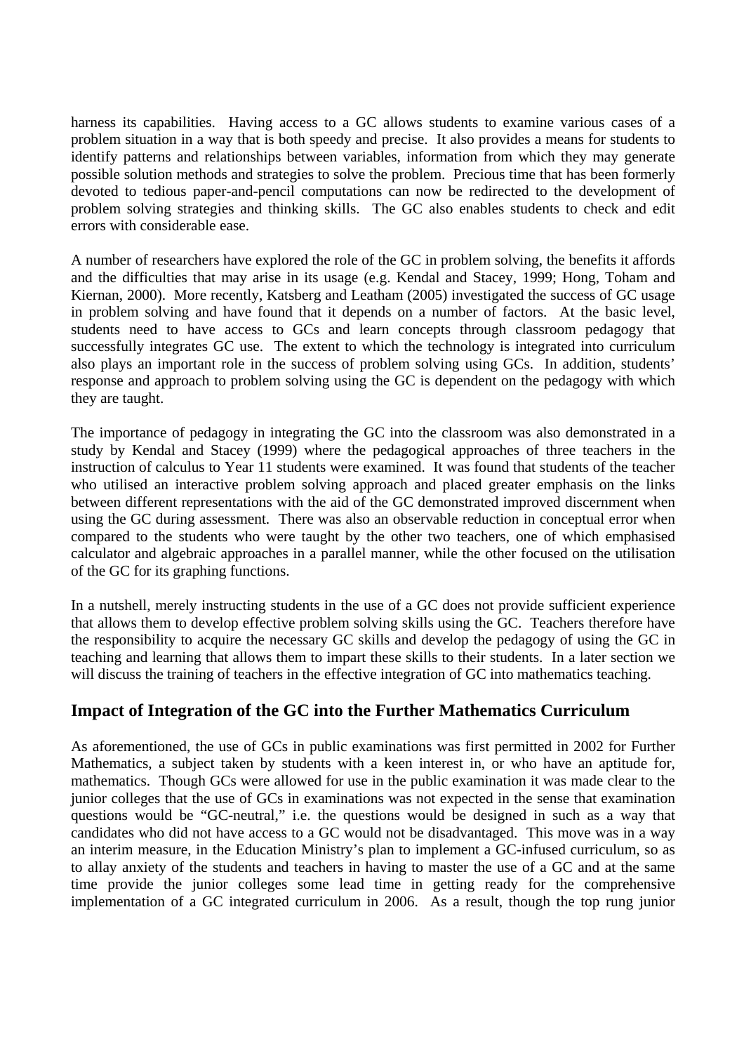harness its capabilities. Having access to a GC allows students to examine various cases of a problem situation in a way that is both speedy and precise. It also provides a means for students to identify patterns and relationships between variables, information from which they may generate possible solution methods and strategies to solve the problem. Precious time that has been formerly devoted to tedious paper-and-pencil computations can now be redirected to the development of problem solving strategies and thinking skills. The GC also enables students to check and edit errors with considerable ease.

A number of researchers have explored the role of the GC in problem solving, the benefits it affords and the difficulties that may arise in its usage (e.g. Kendal and Stacey, 1999; Hong, Toham and Kiernan, 2000). More recently, Katsberg and Leatham (2005) investigated the success of GC usage in problem solving and have found that it depends on a number of factors. At the basic level, students need to have access to GCs and learn concepts through classroom pedagogy that successfully integrates GC use. The extent to which the technology is integrated into curriculum also plays an important role in the success of problem solving using GCs. In addition, students' response and approach to problem solving using the GC is dependent on the pedagogy with which they are taught.

The importance of pedagogy in integrating the GC into the classroom was also demonstrated in a study by Kendal and Stacey (1999) where the pedagogical approaches of three teachers in the instruction of calculus to Year 11 students were examined. It was found that students of the teacher who utilised an interactive problem solving approach and placed greater emphasis on the links between different representations with the aid of the GC demonstrated improved discernment when using the GC during assessment. There was also an observable reduction in conceptual error when compared to the students who were taught by the other two teachers, one of which emphasised calculator and algebraic approaches in a parallel manner, while the other focused on the utilisation of the GC for its graphing functions.

In a nutshell, merely instructing students in the use of a GC does not provide sufficient experience that allows them to develop effective problem solving skills using the GC. Teachers therefore have the responsibility to acquire the necessary GC skills and develop the pedagogy of using the GC in teaching and learning that allows them to impart these skills to their students. In a later section we will discuss the training of teachers in the effective integration of GC into mathematics teaching.

## Impact of Integration of the GC into the Further Mathematics Curriculum

As aforementioned, the use of GCs in public examinations was first permitted in 2002 for Further Mathematics, a subject taken by students with a keen interest in, or who have an aptitude for, mathematics. Though GCs were allowed for use in the public examination it was made clear to the junior colleges that the use of GCs in examinations was not expected in the sense that examination questions would be "GC-neutral," i.e. the questions would be designed in such as a way that candidates who did not have access to a GC would not be disadvantaged. This move was in a way an interim measure, in the Education Ministry's plan to implement a GC-infused curriculum, so as to allay anxiety of the students and teachers in having to master the use of a GC and at the same time provide the junior colleges some lead time in getting ready for the comprehensive implementation of a GC integrated curriculum in 2006. As a result, though the top rung junior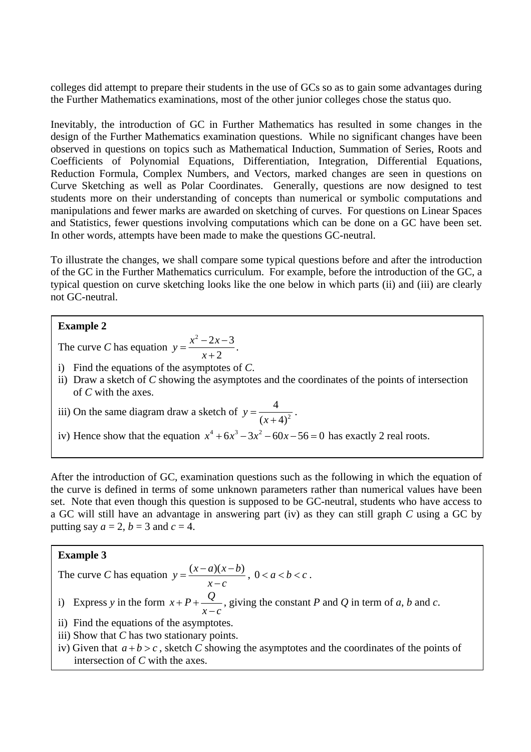colleges did attempt to prepare their students in the use of GCs so as to gain some advantages during the Further Mathematics examinations, most of the other junior colleges chose the status quo.

Inevitably, the introduction of GC in Further Mathematics has resulted in some changes in the design of the Further Mathematics examination questions. While no significant changes have been observed in questions on topics such as Mathematical Induction, Summation of Series, Roots and Coefficients of Polynomial Equations, Differentiation, Integration, Differential Equations, Reduction Formula, Complex Numbers, and Vectors, marked changes are seen in questions on Curve Sketching as well as Polar Coordinates. Generally, questions are now designed to test students more on their understanding of concepts than numerical or symbolic computations and manipulations and fewer marks are awarded on sketching of curves. For questions on Linear Spaces and Statistics, fewer questions involving computations which can be done on a GC have been set. In other words, attempts have been made to make the questions GC-neutral.

To illustrate the changes, we shall compare some typical questions before and after the introduction of the GC in the Further Mathematics curriculum. For example, before the introduction of the GC, a typical question on curve sketching looks like the one below in which parts (ii) and (iii) are clearly not GC-neutral.

> **Example 2**
>
> The curve *C* has equation $y = \dfrac{x^2 - 2x - 3}{x+2}$.
>
> i) Find the equations of the asymptotes of *C*.
>
> ii) Draw a sketch of *C* showing the asymptotes and the coordinates of the points of intersection of *C* with the axes.
>
> iii) On the same diagram draw a sketch of $y = \dfrac{4}{(x+4)^2}$.
>
> iv) Hence show that the equation $x^4 + 6x^3 - 3x^2 - 60x - 56 = 0$ has exactly 2 real roots.

After the introduction of GC, examination questions such as the following in which the equation of the curve is defined in terms of some unknown parameters rather than numerical values have been set. Note that even though this question is supposed to be GC-neutral, students who have access to a GC will still have an advantage in answering part (iv) as they can still graph *C* using a GC by putting say $a = 2$, $b = 3$ and $c = 4$.

> **Example 3**
>
> The curve *C* has equation $y = \dfrac{(x-a)(x-b)}{x-c}$, $0 < a < b < c$.
>
> i) Express *y* in the form $x + P + \dfrac{Q}{x-c}$, giving the constant *P* and *Q* in term of *a*, *b* and *c*.
>
> ii) Find the equations of the asymptotes.
>
> iii) Show that *C* has two stationary points.
>
> iv) Given that $a + b > c$, sketch *C* showing the asymptotes and the coordinates of the points of intersection of *C* with the axes.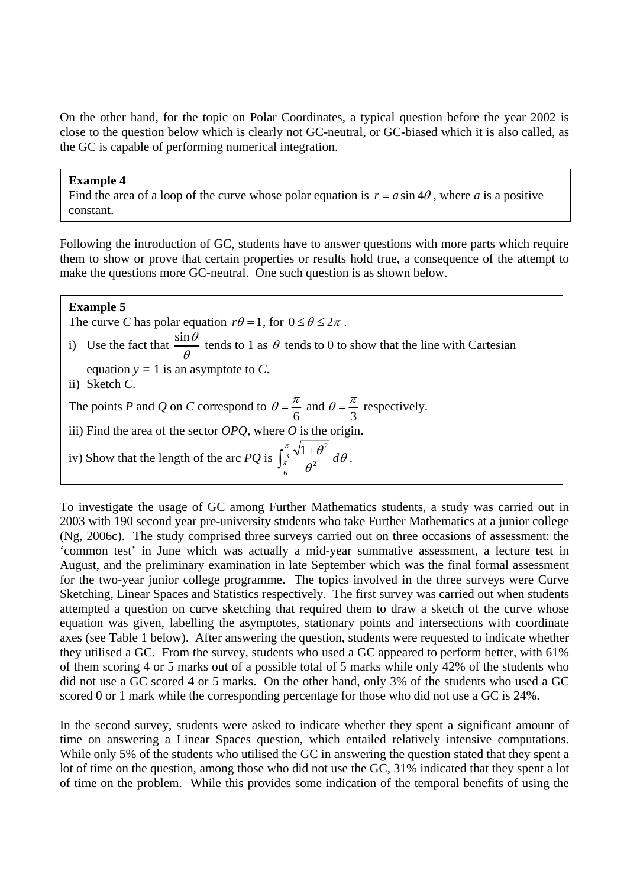On the other hand, for the topic on Polar Coordinates, a typical question before the year 2002 is close to the question below which is clearly not GC-neutral, or GC-biased which it is also called, as the GC is capable of performing numerical integration.

> **Example 4**
> Find the area of a loop of the curve whose polar equation is $r = a\sin 4\theta$, where *a* is a positive constant.

Following the introduction of GC, students have to answer questions with more parts which require them to show or prove that certain properties or results hold true, a consequence of the attempt to make the questions more GC-neutral. One such question is as shown below.

> **Example 5**
> The curve *C* has polar equation $r\theta = 1$, for $0 \le \theta \le 2\pi$.
>
> i) Use the fact that $\dfrac{\sin\theta}{\theta}$ tends to 1 as $\theta$ tends to 0 to show that the line with Cartesian equation $y = 1$ is an asymptote to *C*.
>
> ii) Sketch *C*.
>
> The points *P* and *Q* on *C* correspond to $\theta = \dfrac{\pi}{6}$ and $\theta = \dfrac{\pi}{3}$ respectively.
>
> iii) Find the area of the sector *OPQ*, where *O* is the origin.
>
> iv) Show that the length of the arc *PQ* is $\int_{\frac{\pi}{6}}^{\frac{\pi}{3}} \dfrac{\sqrt{1+\theta^2}}{\theta^2}\, d\theta$.

To investigate the usage of GC among Further Mathematics students, a study was carried out in 2003 with 190 second year pre-university students who take Further Mathematics at a junior college (Ng, 2006c). The study comprised three surveys carried out on three occasions of assessment: the 'common test' in June which was actually a mid-year summative assessment, a lecture test in August, and the preliminary examination in late September which was the final formal assessment for the two-year junior college programme. The topics involved in the three surveys were Curve Sketching, Linear Spaces and Statistics respectively. The first survey was carried out when students attempted a question on curve sketching that required them to draw a sketch of the curve whose equation was given, labelling the asymptotes, stationary points and intersections with coordinate axes (see Table 1 below). After answering the question, students were requested to indicate whether they utilised a GC. From the survey, students who used a GC appeared to perform better, with 61% of them scoring 4 or 5 marks out of a possible total of 5 marks while only 42% of the students who did not use a GC scored 4 or 5 marks. On the other hand, only 3% of the students who used a GC scored 0 or 1 mark while the corresponding percentage for those who did not use a GC is 24%.

In the second survey, students were asked to indicate whether they spent a significant amount of time on answering a Linear Spaces question, which entailed relatively intensive computations. While only 5% of the students who utilised the GC in answering the question stated that they spent a lot of time on the question, among those who did not use the GC, 31% indicated that they spent a lot of time on the problem. While this provides some indication of the temporal benefits of using the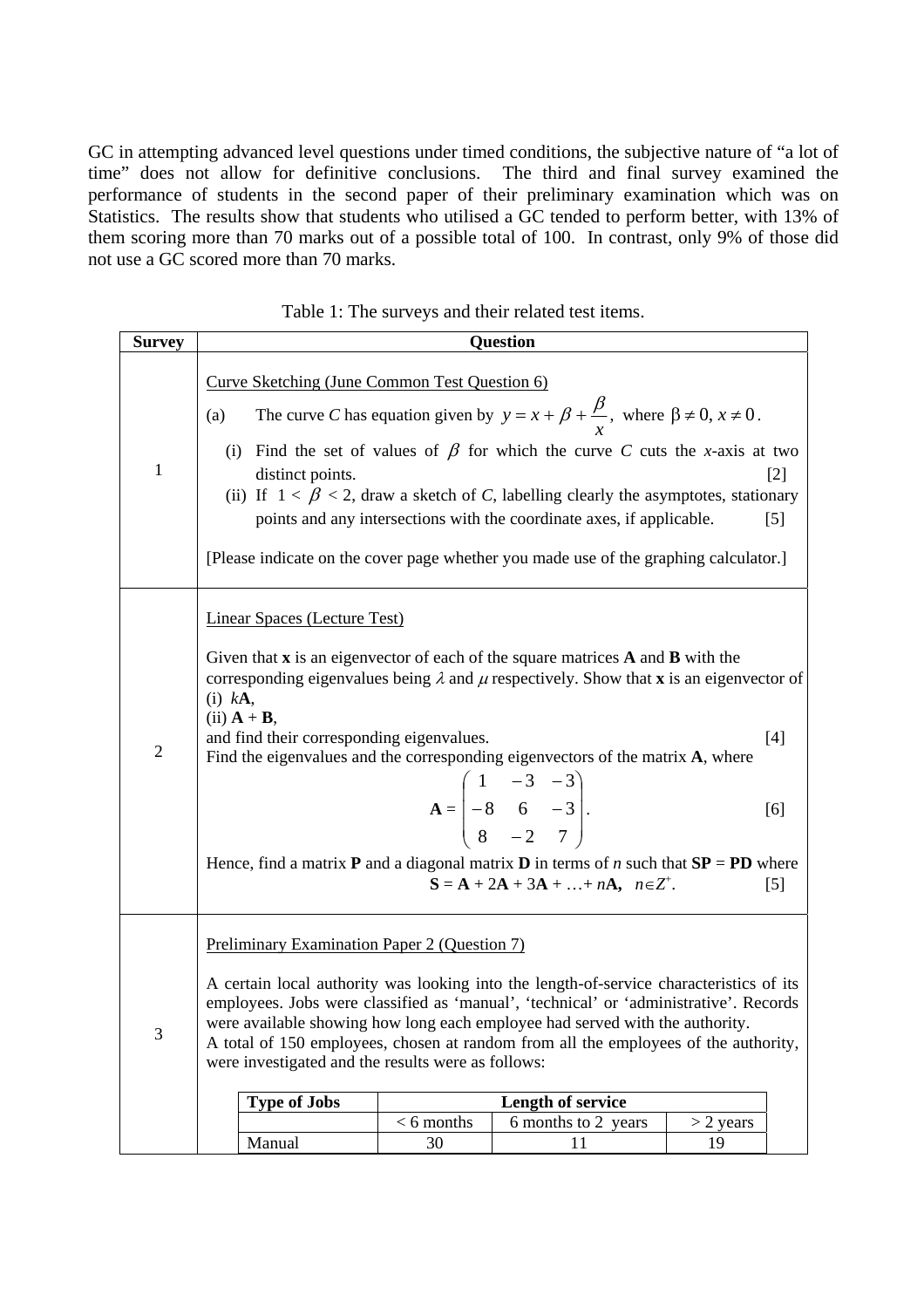GC in attempting advanced level questions under timed conditions, the subjective nature of "a lot of time" does not allow for definitive conclusions. The third and final survey examined the performance of students in the second paper of their preliminary examination which was on Statistics. The results show that students who utilised a GC tended to perform better, with 13% of them scoring more than 70 marks out of a possible total of 100. In contrast, only 9% of those did not use a GC scored more than 70 marks.

Table 1: The surveys and their related test items.

| Survey | Question |
|---|---|
| 1 | Curve Sketching (June Common Test Question 6)<br><br>(a) The curve $C$ has equation given by $y = x + \beta + \frac{\beta}{x}$, where $\beta \neq 0, x \neq 0$.<br>(i) Find the set of values of $\beta$ for which the curve $C$ cuts the $x$-axis at two distinct points. [2]<br>(ii) If $1 < \beta < 2$, draw a sketch of $C$, labelling clearly the asymptotes, stationary points and any intersections with the coordinate axes, if applicable. [5]<br><br>[Please indicate on the cover page whether you made use of the graphing calculator.] |
| 2 | Linear Spaces (Lecture Test)<br><br>Given that **x** is an eigenvector of each of the square matrices **A** and **B** with the corresponding eigenvalues being $\lambda$ and $\mu$ respectively. Show that **x** is an eigenvector of<br>(i) $k$**A**,<br>(ii) **A** + **B**,<br>and find their corresponding eigenvalues. [4]<br>Find the eigenvalues and the corresponding eigenvectors of the matrix **A**, where<br>$\mathbf{A} = \begin{pmatrix} 1 & -3 & -3 \\ -8 & 6 & -3 \\ 8 & -2 & 7 \end{pmatrix}$. [6]<br>Hence, find a matrix **P** and a diagonal matrix **D** in terms of $n$ such that **SP** = **PD** where<br>$\mathbf{S} = \mathbf{A} + 2\mathbf{A} + 3\mathbf{A} + \ldots + n\mathbf{A}, \quad n \in Z^{+}$. [5] |
| 3 | Preliminary Examination Paper 2 (Question 7)<br><br>A certain local authority was looking into the length-of-service characteristics of its employees. Jobs were classified as 'manual', 'technical' or 'administrative'. Records were available showing how long each employee had served with the authority.<br>A total of 150 employees, chosen at random from all the employees of the authority, were investigated and the results were as follows: |

| Type of Jobs | Length of service | | |
|---|---|---|---|
| | < 6 months | 6 months to 2 years | > 2 years |
| Manual | 30 | 11 | 19 |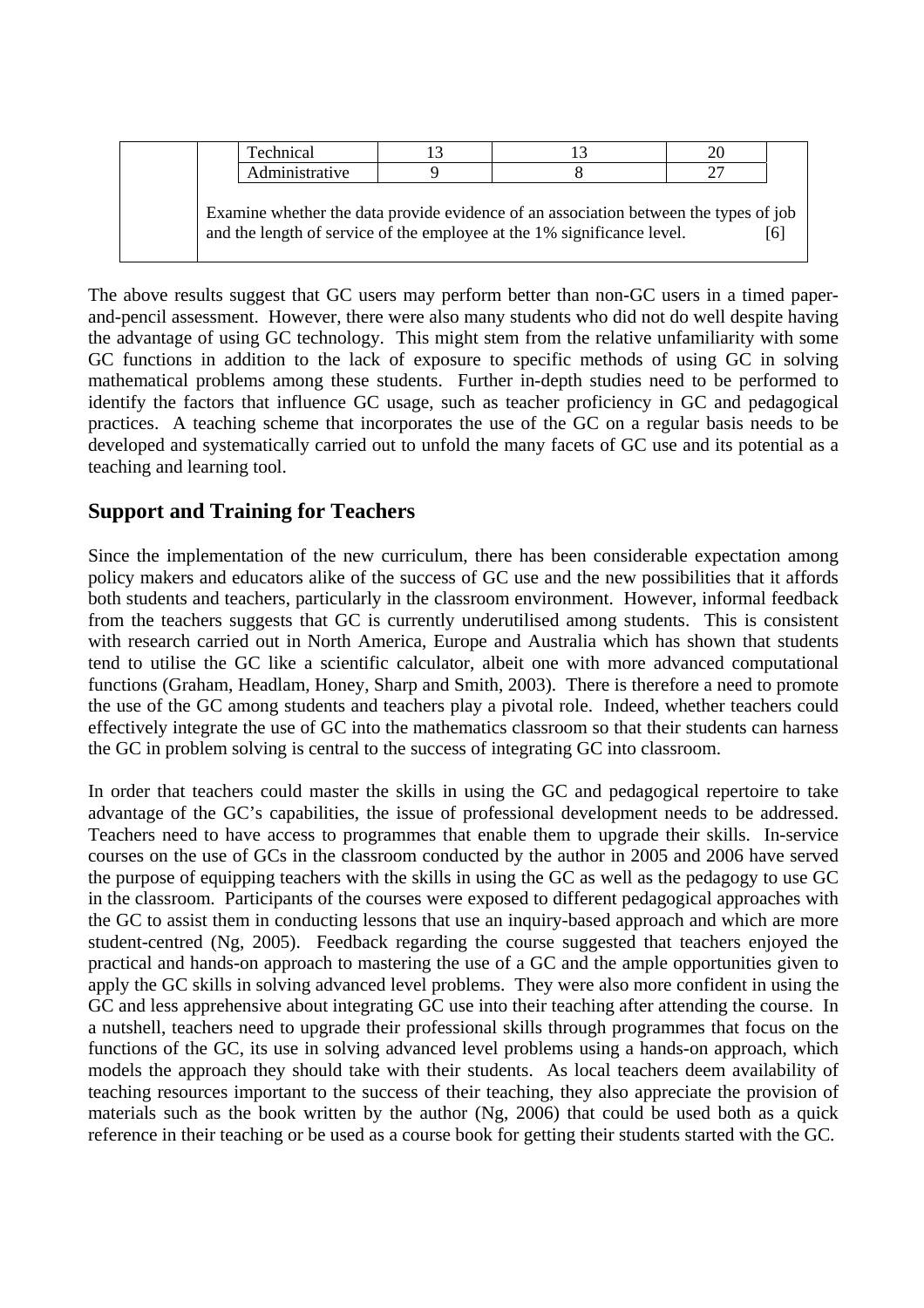| | | | |
|---|---|---|---|
| Technical | 13 | 13 | 20 |
| Administrative | 9 | 8 | 27 |

Examine whether the data provide evidence of an association between the types of job and the length of service of the employee at the 1% significance level. [6]

The above results suggest that GC users may perform better than non-GC users in a timed paper-and-pencil assessment. However, there were also many students who did not do well despite having the advantage of using GC technology. This might stem from the relative unfamiliarity with some GC functions in addition to the lack of exposure to specific methods of using GC in solving mathematical problems among these students. Further in-depth studies need to be performed to identify the factors that influence GC usage, such as teacher proficiency in GC and pedagogical practices. A teaching scheme that incorporates the use of the GC on a regular basis needs to be developed and systematically carried out to unfold the many facets of GC use and its potential as a teaching and learning tool.

## Support and Training for Teachers

Since the implementation of the new curriculum, there has been considerable expectation among policy makers and educators alike of the success of GC use and the new possibilities that it affords both students and teachers, particularly in the classroom environment. However, informal feedback from the teachers suggests that GC is currently underutilised among students. This is consistent with research carried out in North America, Europe and Australia which has shown that students tend to utilise the GC like a scientific calculator, albeit one with more advanced computational functions (Graham, Headlam, Honey, Sharp and Smith, 2003). There is therefore a need to promote the use of the GC among students and teachers play a pivotal role. Indeed, whether teachers could effectively integrate the use of GC into the mathematics classroom so that their students can harness the GC in problem solving is central to the success of integrating GC into classroom.

In order that teachers could master the skills in using the GC and pedagogical repertoire to take advantage of the GC's capabilities, the issue of professional development needs to be addressed. Teachers need to have access to programmes that enable them to upgrade their skills. In-service courses on the use of GCs in the classroom conducted by the author in 2005 and 2006 have served the purpose of equipping teachers with the skills in using the GC as well as the pedagogy to use GC in the classroom. Participants of the courses were exposed to different pedagogical approaches with the GC to assist them in conducting lessons that use an inquiry-based approach and which are more student-centred (Ng, 2005). Feedback regarding the course suggested that teachers enjoyed the practical and hands-on approach to mastering the use of a GC and the ample opportunities given to apply the GC skills in solving advanced level problems. They were also more confident in using the GC and less apprehensive about integrating GC use into their teaching after attending the course. In a nutshell, teachers need to upgrade their professional skills through programmes that focus on the functions of the GC, its use in solving advanced level problems using a hands-on approach, which models the approach they should take with their students. As local teachers deem availability of teaching resources important to the success of their teaching, they also appreciate the provision of materials such as the book written by the author (Ng, 2006) that could be used both as a quick reference in their teaching or be used as a course book for getting their students started with the GC.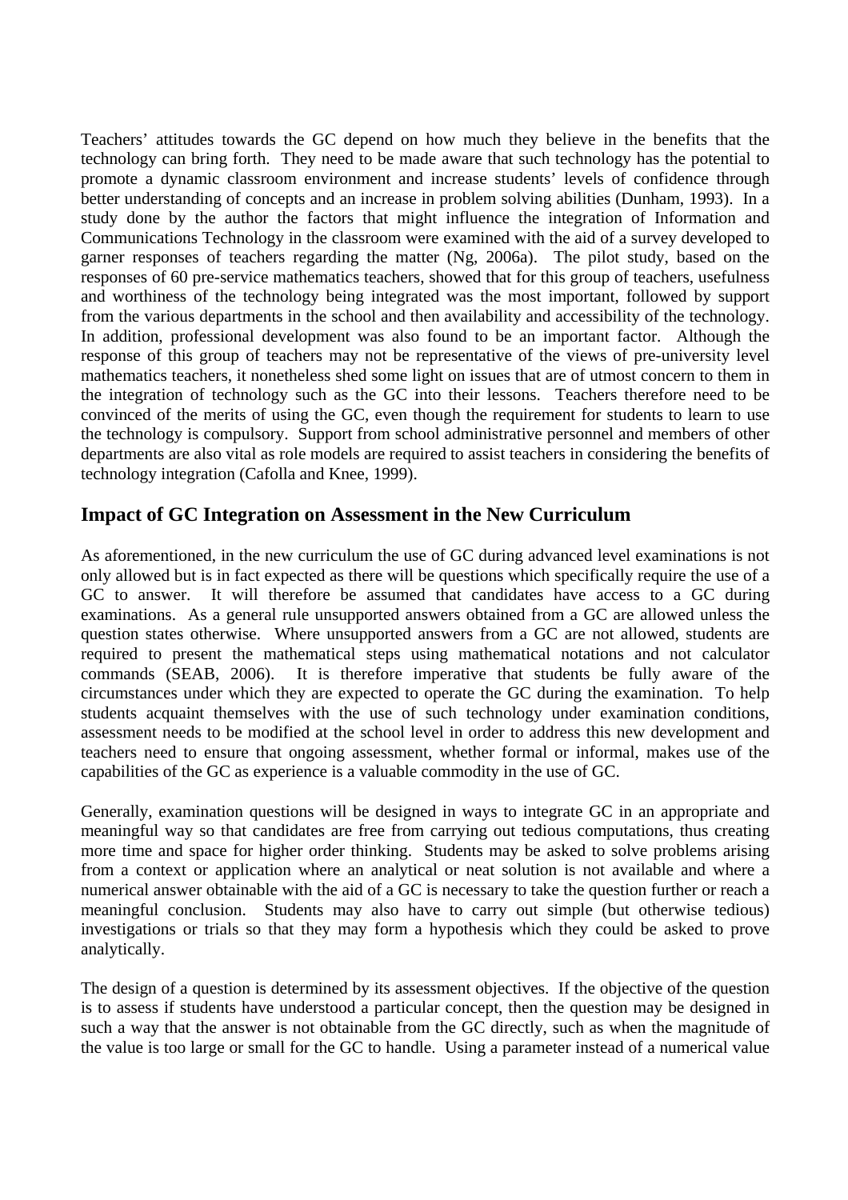Teachers' attitudes towards the GC depend on how much they believe in the benefits that the technology can bring forth. They need to be made aware that such technology has the potential to promote a dynamic classroom environment and increase students' levels of confidence through better understanding of concepts and an increase in problem solving abilities (Dunham, 1993). In a study done by the author the factors that might influence the integration of Information and Communications Technology in the classroom were examined with the aid of a survey developed to garner responses of teachers regarding the matter (Ng, 2006a). The pilot study, based on the responses of 60 pre-service mathematics teachers, showed that for this group of teachers, usefulness and worthiness of the technology being integrated was the most important, followed by support from the various departments in the school and then availability and accessibility of the technology. In addition, professional development was also found to be an important factor. Although the response of this group of teachers may not be representative of the views of pre-university level mathematics teachers, it nonetheless shed some light on issues that are of utmost concern to them in the integration of technology such as the GC into their lessons. Teachers therefore need to be convinced of the merits of using the GC, even though the requirement for students to learn to use the technology is compulsory. Support from school administrative personnel and members of other departments are also vital as role models are required to assist teachers in considering the benefits of technology integration (Cafolla and Knee, 1999).

## Impact of GC Integration on Assessment in the New Curriculum

As aforementioned, in the new curriculum the use of GC during advanced level examinations is not only allowed but is in fact expected as there will be questions which specifically require the use of a GC to answer. It will therefore be assumed that candidates have access to a GC during examinations. As a general rule unsupported answers obtained from a GC are allowed unless the question states otherwise. Where unsupported answers from a GC are not allowed, students are required to present the mathematical steps using mathematical notations and not calculator commands (SEAB, 2006). It is therefore imperative that students be fully aware of the circumstances under which they are expected to operate the GC during the examination. To help students acquaint themselves with the use of such technology under examination conditions, assessment needs to be modified at the school level in order to address this new development and teachers need to ensure that ongoing assessment, whether formal or informal, makes use of the capabilities of the GC as experience is a valuable commodity in the use of GC.

Generally, examination questions will be designed in ways to integrate GC in an appropriate and meaningful way so that candidates are free from carrying out tedious computations, thus creating more time and space for higher order thinking. Students may be asked to solve problems arising from a context or application where an analytical or neat solution is not available and where a numerical answer obtainable with the aid of a GC is necessary to take the question further or reach a meaningful conclusion. Students may also have to carry out simple (but otherwise tedious) investigations or trials so that they may form a hypothesis which they could be asked to prove analytically.

The design of a question is determined by its assessment objectives. If the objective of the question is to assess if students have understood a particular concept, then the question may be designed in such a way that the answer is not obtainable from the GC directly, such as when the magnitude of the value is too large or small for the GC to handle. Using a parameter instead of a numerical value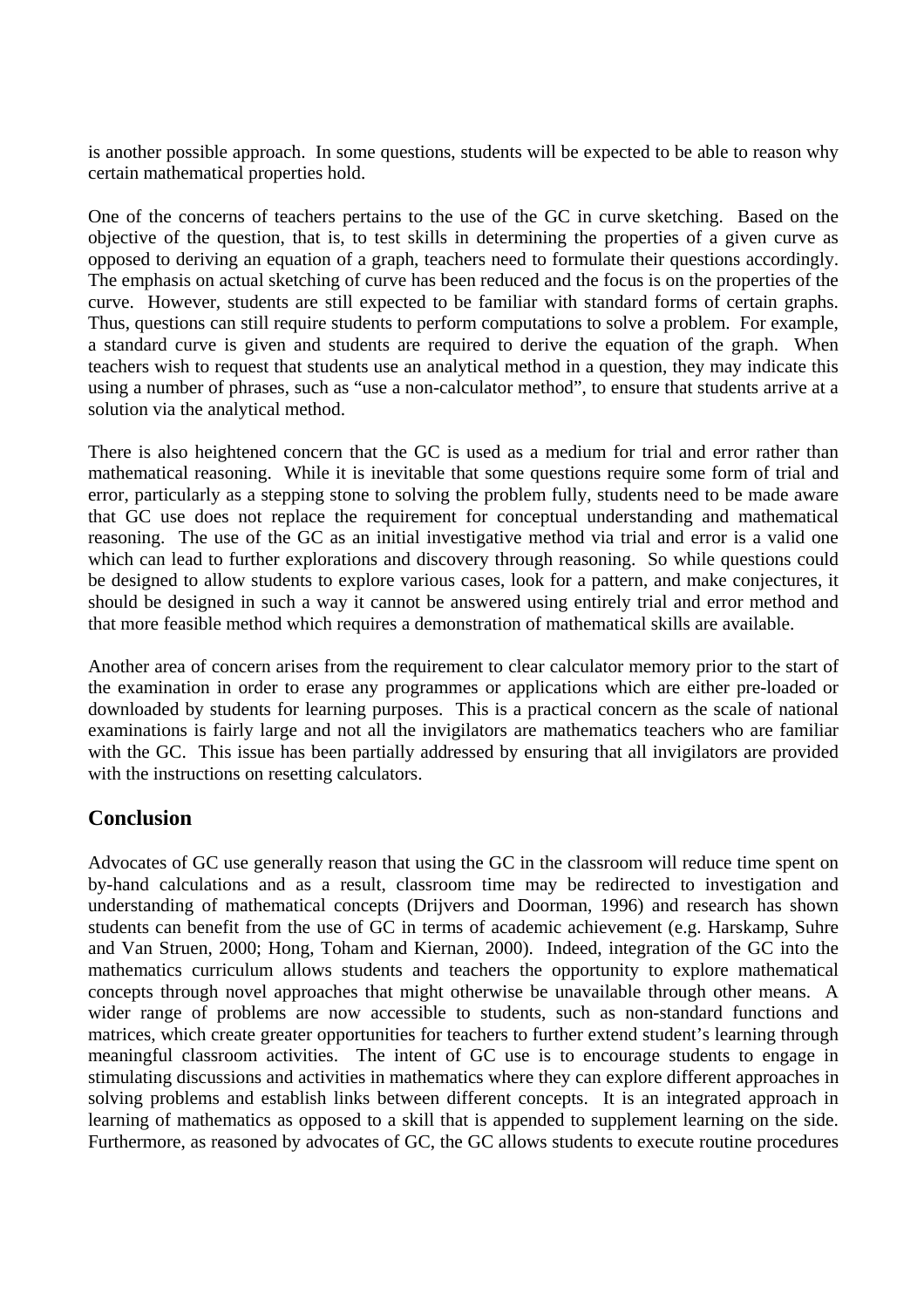is another possible approach. In some questions, students will be expected to be able to reason why certain mathematical properties hold.

One of the concerns of teachers pertains to the use of the GC in curve sketching. Based on the objective of the question, that is, to test skills in determining the properties of a given curve as opposed to deriving an equation of a graph, teachers need to formulate their questions accordingly. The emphasis on actual sketching of curve has been reduced and the focus is on the properties of the curve. However, students are still expected to be familiar with standard forms of certain graphs. Thus, questions can still require students to perform computations to solve a problem. For example, a standard curve is given and students are required to derive the equation of the graph. When teachers wish to request that students use an analytical method in a question, they may indicate this using a number of phrases, such as "use a non-calculator method", to ensure that students arrive at a solution via the analytical method.

There is also heightened concern that the GC is used as a medium for trial and error rather than mathematical reasoning. While it is inevitable that some questions require some form of trial and error, particularly as a stepping stone to solving the problem fully, students need to be made aware that GC use does not replace the requirement for conceptual understanding and mathematical reasoning. The use of the GC as an initial investigative method via trial and error is a valid one which can lead to further explorations and discovery through reasoning. So while questions could be designed to allow students to explore various cases, look for a pattern, and make conjectures, it should be designed in such a way it cannot be answered using entirely trial and error method and that more feasible method which requires a demonstration of mathematical skills are available.

Another area of concern arises from the requirement to clear calculator memory prior to the start of the examination in order to erase any programmes or applications which are either pre-loaded or downloaded by students for learning purposes. This is a practical concern as the scale of national examinations is fairly large and not all the invigilators are mathematics teachers who are familiar with the GC. This issue has been partially addressed by ensuring that all invigilators are provided with the instructions on resetting calculators.

## Conclusion

Advocates of GC use generally reason that using the GC in the classroom will reduce time spent on by-hand calculations and as a result, classroom time may be redirected to investigation and understanding of mathematical concepts (Drijvers and Doorman, 1996) and research has shown students can benefit from the use of GC in terms of academic achievement (e.g. Harskamp, Suhre and Van Struen, 2000; Hong, Toham and Kiernan, 2000). Indeed, integration of the GC into the mathematics curriculum allows students and teachers the opportunity to explore mathematical concepts through novel approaches that might otherwise be unavailable through other means. A wider range of problems are now accessible to students, such as non-standard functions and matrices, which create greater opportunities for teachers to further extend student's learning through meaningful classroom activities. The intent of GC use is to encourage students to engage in stimulating discussions and activities in mathematics where they can explore different approaches in solving problems and establish links between different concepts. It is an integrated approach in learning of mathematics as opposed to a skill that is appended to supplement learning on the side. Furthermore, as reasoned by advocates of GC, the GC allows students to execute routine procedures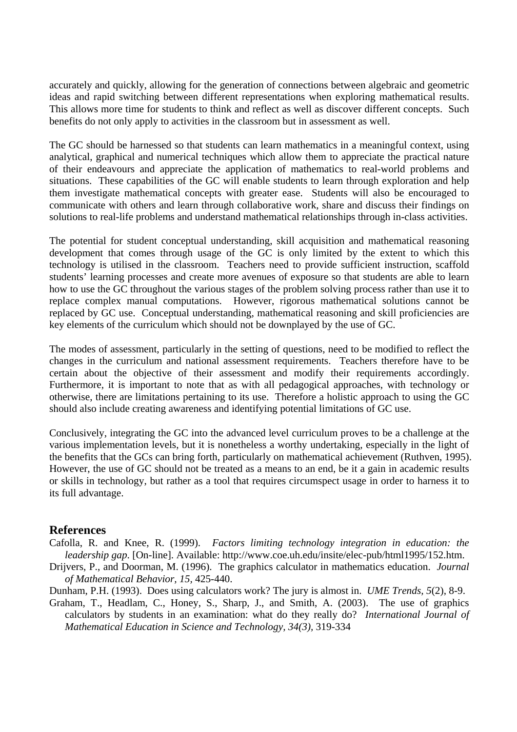accurately and quickly, allowing for the generation of connections between algebraic and geometric ideas and rapid switching between different representations when exploring mathematical results. This allows more time for students to think and reflect as well as discover different concepts. Such benefits do not only apply to activities in the classroom but in assessment as well.

The GC should be harnessed so that students can learn mathematics in a meaningful context, using analytical, graphical and numerical techniques which allow them to appreciate the practical nature of their endeavours and appreciate the application of mathematics to real-world problems and situations. These capabilities of the GC will enable students to learn through exploration and help them investigate mathematical concepts with greater ease. Students will also be encouraged to communicate with others and learn through collaborative work, share and discuss their findings on solutions to real-life problems and understand mathematical relationships through in-class activities.

The potential for student conceptual understanding, skill acquisition and mathematical reasoning development that comes through usage of the GC is only limited by the extent to which this technology is utilised in the classroom. Teachers need to provide sufficient instruction, scaffold students' learning processes and create more avenues of exposure so that students are able to learn how to use the GC throughout the various stages of the problem solving process rather than use it to replace complex manual computations. However, rigorous mathematical solutions cannot be replaced by GC use. Conceptual understanding, mathematical reasoning and skill proficiencies are key elements of the curriculum which should not be downplayed by the use of GC.

The modes of assessment, particularly in the setting of questions, need to be modified to reflect the changes in the curriculum and national assessment requirements. Teachers therefore have to be certain about the objective of their assessment and modify their requirements accordingly. Furthermore, it is important to note that as with all pedagogical approaches, with technology or otherwise, there are limitations pertaining to its use. Therefore a holistic approach to using the GC should also include creating awareness and identifying potential limitations of GC use.

Conclusively, integrating the GC into the advanced level curriculum proves to be a challenge at the various implementation levels, but it is nonetheless a worthy undertaking, especially in the light of the benefits that the GCs can bring forth, particularly on mathematical achievement (Ruthven, 1995). However, the use of GC should not be treated as a means to an end, be it a gain in academic results or skills in technology, but rather as a tool that requires circumspect usage in order to harness it to its full advantage.

## References

Cafolla, R. and Knee, R. (1999). *Factors limiting technology integration in education: the leadership gap*. [On-line]. Available: http://www.coe.uh.edu/insite/elec-pub/html1995/152.htm.

Drijvers, P., and Doorman, M. (1996). The graphics calculator in mathematics education. *Journal of Mathematical Behavior, 15,* 425-440.

Dunham, P.H. (1993). Does using calculators work? The jury is almost in. *UME Trends, 5*(2), 8-9.

Graham, T., Headlam, C., Honey, S., Sharp, J., and Smith, A. (2003). The use of graphics calculators by students in an examination: what do they really do? *International Journal of Mathematical Education in Science and Technology, 34(3),* 319-334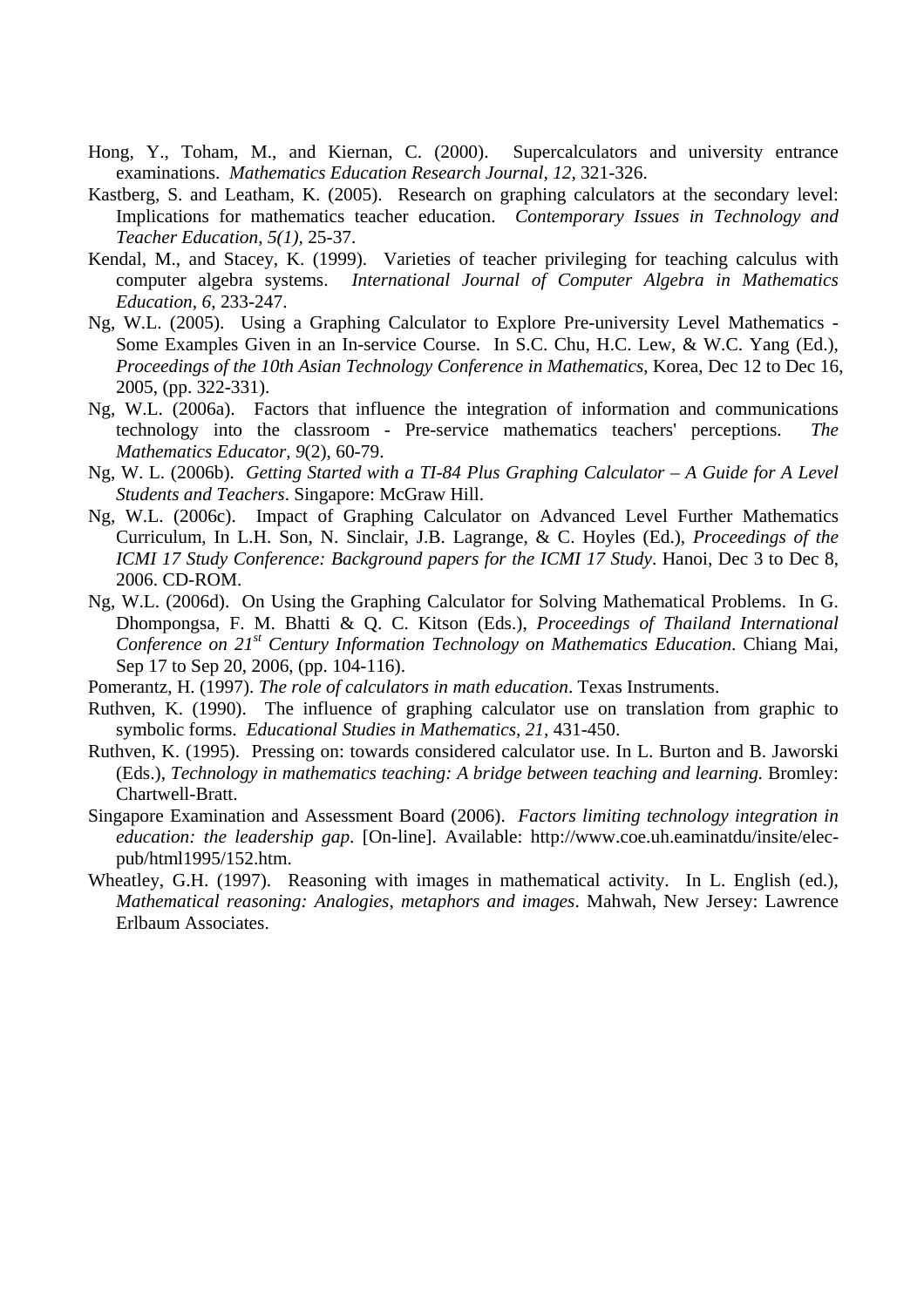Hong, Y., Toham, M., and Kiernan, C. (2000). Supercalculators and university entrance examinations. *Mathematics Education Research Journal, 12*, 321-326.

Kastberg, S. and Leatham, K. (2005). Research on graphing calculators at the secondary level: Implications for mathematics teacher education. *Contemporary Issues in Technology and Teacher Education, 5(1),* 25-37.

Kendal, M., and Stacey, K. (1999). Varieties of teacher privileging for teaching calculus with computer algebra systems. *International Journal of Computer Algebra in Mathematics Education, 6,* 233-247.

Ng, W.L. (2005). Using a Graphing Calculator to Explore Pre-university Level Mathematics - Some Examples Given in an In-service Course. In S.C. Chu, H.C. Lew, & W.C. Yang (Ed.), *Proceedings of the 10th Asian Technology Conference in Mathematics*, Korea, Dec 12 to Dec 16, 2005, (pp. 322-331).

Ng, W.L. (2006a). Factors that influence the integration of information and communications technology into the classroom - Pre-service mathematics teachers' perceptions. *The Mathematics Educator, 9*(2), 60-79.

Ng, W. L. (2006b). *Getting Started with a TI-84 Plus Graphing Calculator – A Guide for A Level Students and Teachers*. Singapore: McGraw Hill.

Ng, W.L. (2006c). Impact of Graphing Calculator on Advanced Level Further Mathematics Curriculum, In L.H. Son, N. Sinclair, J.B. Lagrange, & C. Hoyles (Ed.), *Proceedings of the ICMI 17 Study Conference: Background papers for the ICMI 17 Study*. Hanoi, Dec 3 to Dec 8, 2006. CD-ROM.

Ng, W.L. (2006d). On Using the Graphing Calculator for Solving Mathematical Problems. In G. Dhompongsa, F. M. Bhatti & Q. C. Kitson (Eds.), *Proceedings of Thailand International Conference on 21st Century Information Technology on Mathematics Education*. Chiang Mai, Sep 17 to Sep 20, 2006, (pp. 104-116).

Pomerantz, H. (1997). *The role of calculators in math education*. Texas Instruments.

Ruthven, K. (1990). The influence of graphing calculator use on translation from graphic to symbolic forms. *Educational Studies in Mathematics, 21,* 431-450.

Ruthven, K. (1995). Pressing on: towards considered calculator use. In L. Burton and B. Jaworski (Eds.), *Technology in mathematics teaching: A bridge between teaching and learning.* Bromley: Chartwell-Bratt.

Singapore Examination and Assessment Board (2006). *Factors limiting technology integration in education: the leadership gap.* [On-line]. Available: http://www.coe.uh.eaminatdu/insite/elec-pub/html1995/152.htm.

Wheatley, G.H. (1997). Reasoning with images in mathematical activity. In L. English (ed.), *Mathematical reasoning: Analogies, metaphors and images*. Mahwah, New Jersey: Lawrence Erlbaum Associates.